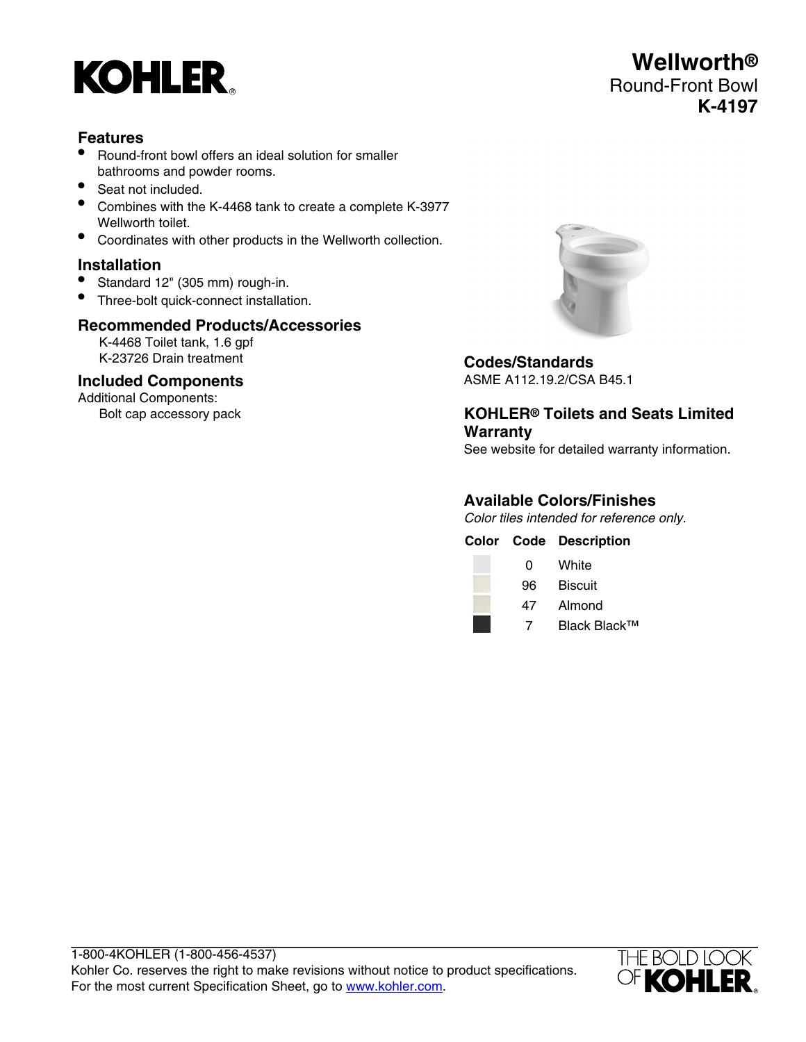# Wellworth®

Round-Front Bowl

**K-4197**

## Features

- Round-front bowl offers an ideal solution for smaller bathrooms and powder rooms.
- Seat not included.
- Combines with the K-4468 tank to create a complete K-3977 Wellworth toilet.
- Coordinates with other products in the Wellworth collection.

## Installation

- Standard 12" (305 mm) rough-in.
- Three-bolt quick-connect installation.

## Recommended Products/Accessories

K-4468 Toilet tank, 1.6 gpf
K-23726 Drain treatment

## Included Components

Additional Components:
Bolt cap accessory pack

## Codes/Standards

ASME A112.19.2/CSA B45.1

## KOHLER® Toilets and Seats Limited Warranty

See website for detailed warranty information.

## Available Colors/Finishes

*Color tiles intended for reference only.*

| Color | Code | Description |
| --- | --- | --- |
| | 0 | White |
| | 96 | Biscuit |
| | 47 | Almond |
| | 7 | Black Black™ |

1-800-4KOHLER (1-800-456-4537)
Kohler Co. reserves the right to make revisions without notice to product specifications.
For the most current Specification Sheet, go to www.kohler.com.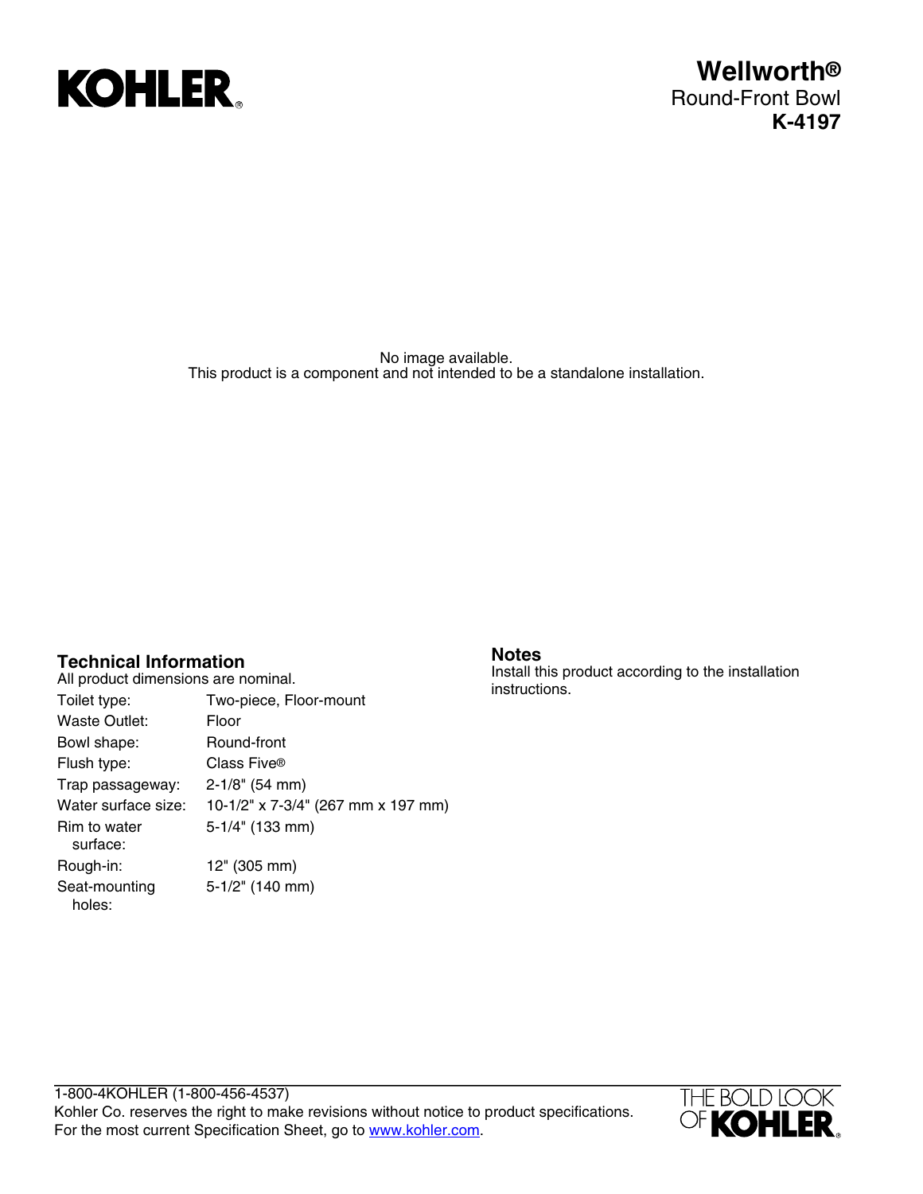# Wellworth®

Round-Front Bowl

**K-4197**

No image available.
This product is a component and not intended to be a standalone installation.

## Technical Information

All product dimensions are nominal.

| | |
|---|---|
| Toilet type: | Two-piece, Floor-mount |
| Waste Outlet: | Floor |
| Bowl shape: | Round-front |
| Flush type: | Class Five® |
| Trap passageway: | 2-1/8" (54 mm) |
| Water surface size: | 10-1/2" x 7-3/4" (267 mm x 197 mm) |
| Rim to water surface: | 5-1/4" (133 mm) |
| Rough-in: | 12" (305 mm) |
| Seat-mounting holes: | 5-1/2" (140 mm) |

## Notes

Install this product according to the installation instructions.

1-800-4KOHLER (1-800-456-4537)
Kohler Co. reserves the right to make revisions without notice to product specifications.
For the most current Specification Sheet, go to www.kohler.com.